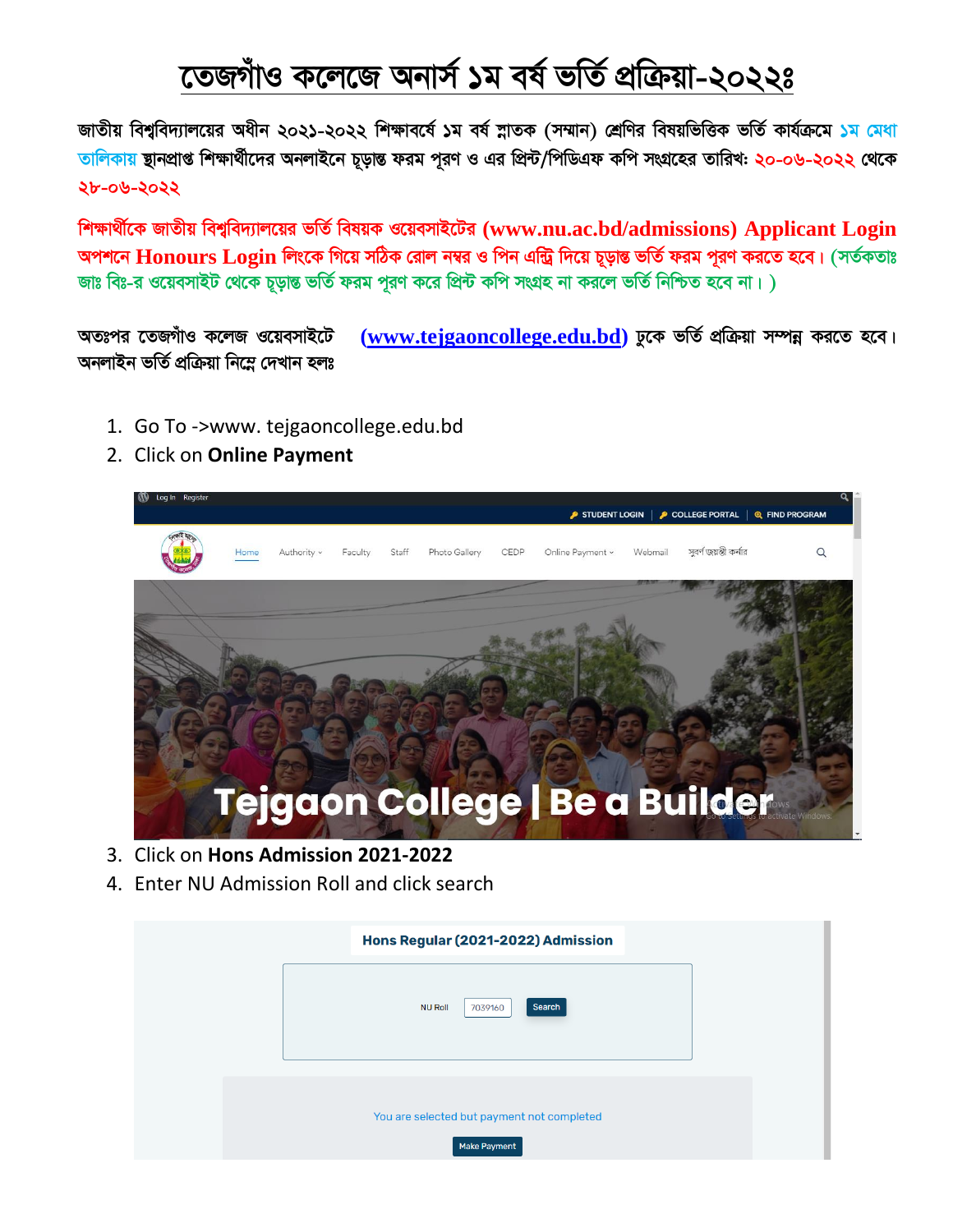# তেজগাঁও কলেজে অনার্স ১ম বর্ষ ভর্তি প্রক্রিয়া-২০২২ঃ

জাতীয় বিশ্ববিদ্যালয়ের অধীন ২০২১-২০২২ শিক্ষাবর্ষে ১ম বর্ষ স্নাতক (সম্মান) শ্রেণির বিষয়ভিত্তিক ভর্তি কার্যক্রমে ১ম মেধা তালিকায় স্থানপ্রাপ্ত শিক্ষার্থীদের অনলাইনে চূড়ান্ত ফরম পূরণ ও এর প্রিন্ট/পিডিএফ কপি সংগ্রহের তারিখ: ২০-০৬-২০২২ থেকে ২৮-০৬-২০২২

শিক্ষার্থীকে জাতীয় বিশ্ববিদ্যালয়ের ভর্তি বিষয়ক ওয়েবসাইটের (www.nu.ac.bd/admissions) Applicant Login অপশনে Honours Login লিংকে গিয়ে সঠিক রোল নম্বর ও পিন এন্ট্রি দিয়ে চূড়ান্ত ভর্তি ফরম পূরণ করতে হবে। (সর্তকতাঃ জাঃ বিঃ-র ওয়েবসাইট থেকে চূড়ান্ত ভর্তি ফরম পূরণ করে প্রিন্ট কপি সংগ্রহ না করলে ভর্তি নিশ্চিত হবে না। )

অতঃপর তেজগাঁও কলেজ ওয়েবসাইটে (www.tejgaoncollege.edu.bd) ঢুকে ভর্তি প্রক্রিয়া সম্পন্ন করতে হবে। অনলাইন ভর্তি প্রক্রিয়া নিম্নে দেখান হলঃ

1. Go To ->www. tejgaoncollege.edu.bd
2. Click on **Online Payment**
3. Click on **Hons Admission 2021-2022**
4. Enter NU Admission Roll and click search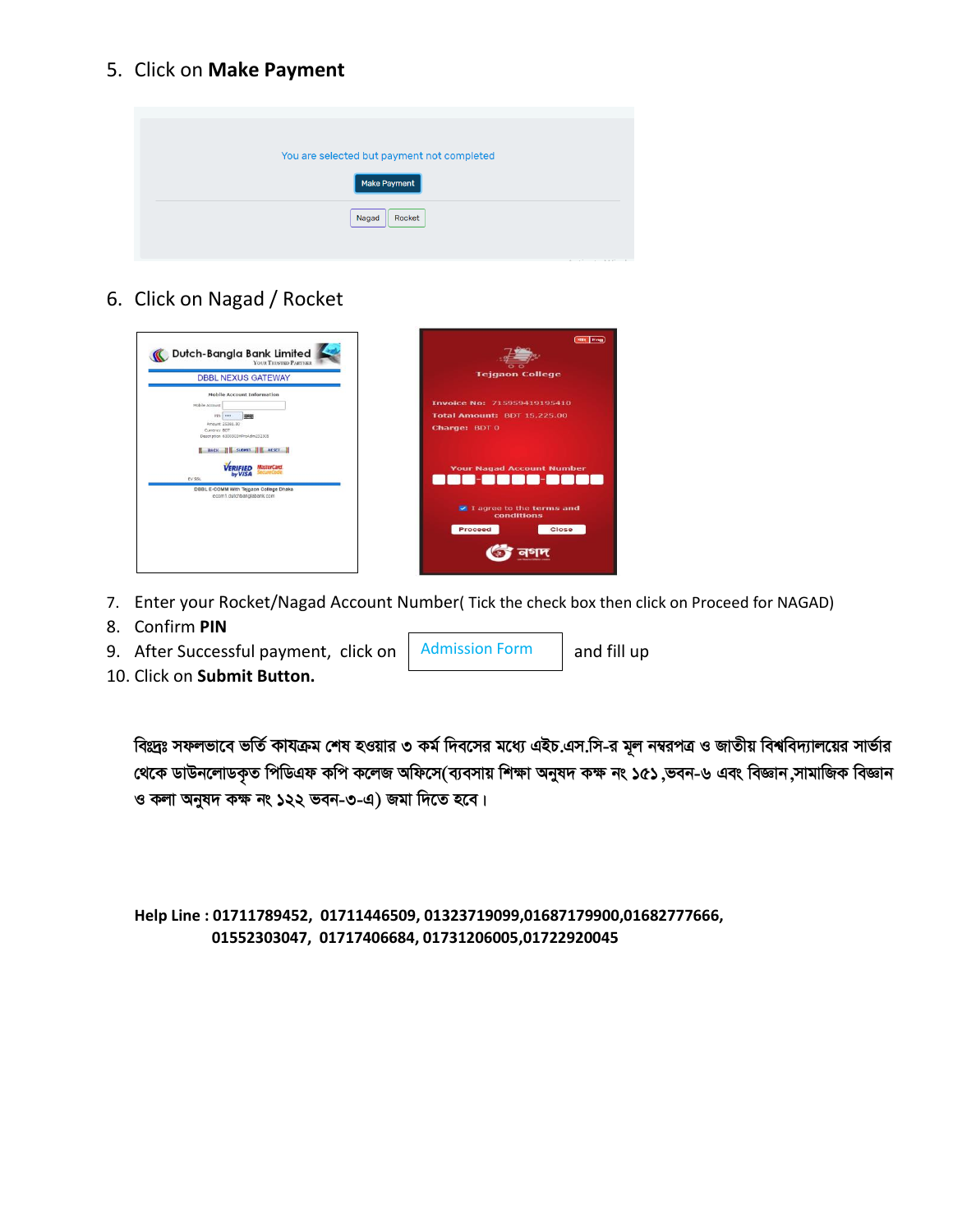5. Click on **Make Payment**

6. Click on Nagad / Rocket

7. Enter your Rocket/Nagad Account Number( Tick the check box then click on Proceed for NAGAD)
8. Confirm **PIN**
9. After Successful payment, click on Admission Form and fill up
10. Click on **Submit Button.**

**বিঃদ্রঃ সফলভাবে ভর্তি কাযক্রম শেষ হওয়ার ৩ কর্ম দিবসের মধ্যে এইচ.এস.সি-র মূল নম্বরপত্র ও জাতীয় বিশ্ববিদ্যালয়ের সার্ভার থেকে ডাউনলোডকৃত পিডিএফ কপি কলেজ অফিসে(ব্যবসায় শিক্ষা অনুষদ কক্ষ নং ১৫১ ,ভবন-৬ এবং বিজ্ঞান ,সামাজিক বিজ্ঞান ও কলা অনুষদ কক্ষ নং ১২২ ভবন-৩-এ) জমা দিতে হবে।**

**Help Line : 01711789452, 01711446509, 01323719099,01687179900,01682777666, 01552303047, 01717406684, 01731206005,01722920045**